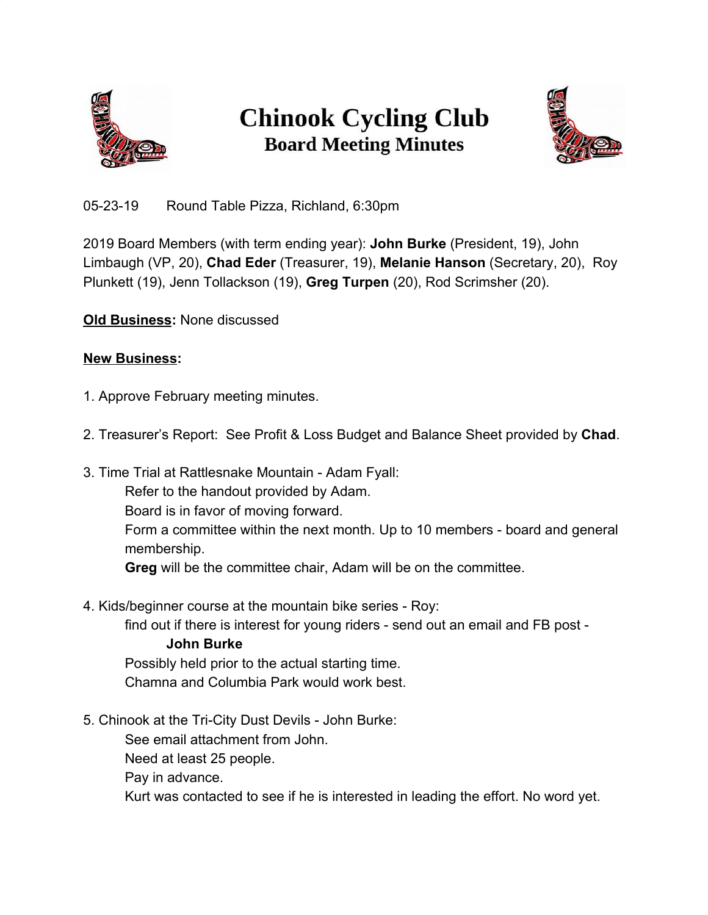# Chinook Cycling Club
## Board Meeting Minutes

05-23-19 Round Table Pizza, Richland, 6:30pm

2019 Board Members (with term ending year): **John Burke** (President, 19), John Limbaugh (VP, 20), **Chad Eder** (Treasurer, 19), **Melanie Hanson** (Secretary, 20), Roy Plunkett (19), Jenn Tollackson (19), **Greg Turpen** (20), Rod Scrimsher (20).

**Old Business:** None discussed

**New Business:**

1. Approve February meeting minutes.

2. Treasurer's Report: See Profit & Loss Budget and Balance Sheet provided by **Chad**.

3. Time Trial at Rattlesnake Mountain - Adam Fyall:
   - Refer to the handout provided by Adam.
   - Board is in favor of moving forward.
   - Form a committee within the next month. Up to 10 members - board and general membership.
   - **Greg** will be the committee chair, Adam will be on the committee.

4. Kids/beginner course at the mountain bike series - Roy:
   - find out if there is interest for young riders - send out an email and FB post - **John Burke**
   - Possibly held prior to the actual starting time.
   - Chamna and Columbia Park would work best.

5. Chinook at the Tri-City Dust Devils - John Burke:
   - See email attachment from John.
   - Need at least 25 people.
   - Pay in advance.
   - Kurt was contacted to see if he is interested in leading the effort. No word yet.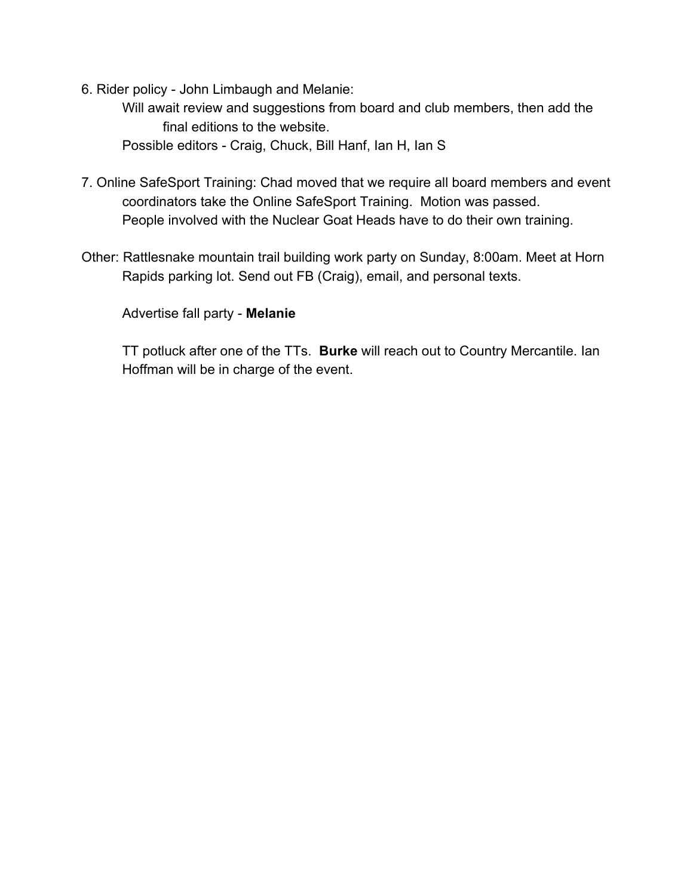6. Rider policy - John Limbaugh and Melanie:
   - Will await review and suggestions from board and club members, then add the final editions to the website.
   - Possible editors - Craig, Chuck, Bill Hanf, Ian H, Ian S

7. Online SafeSport Training: Chad moved that we require all board members and event coordinators take the Online SafeSport Training. Motion was passed.
   - People involved with the Nuclear Goat Heads have to do their own training.

Other: Rattlesnake mountain trail building work party on Sunday, 8:00am. Meet at Horn Rapids parking lot. Send out FB (Craig), email, and personal texts.

Advertise fall party - **Melanie**

TT potluck after one of the TTs. **Burke** will reach out to Country Mercantile. Ian Hoffman will be in charge of the event.